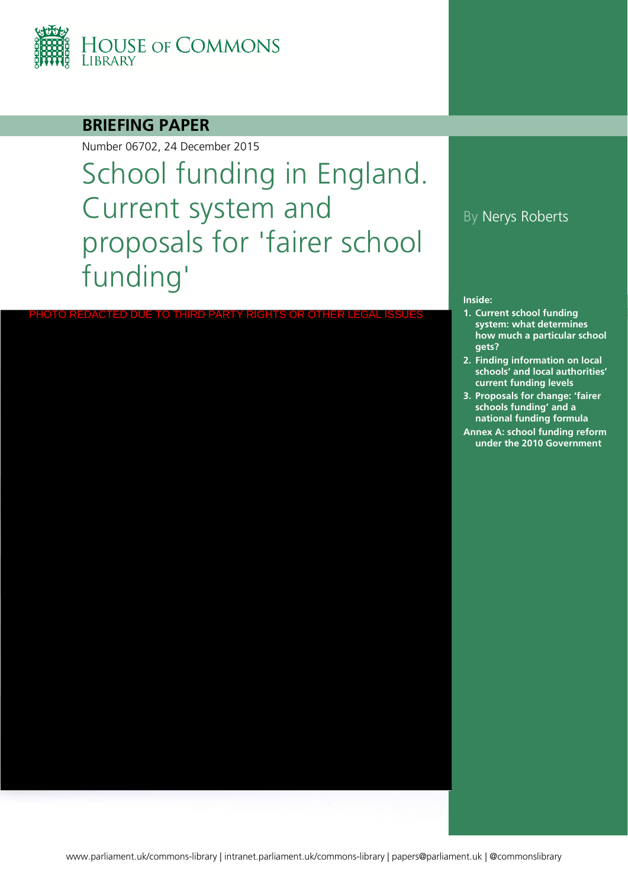House of Commons Library

**BRIEFING PAPER**

Number 06702, 24 December 2015

# School funding in England. Current system and proposals for 'fairer school funding'

By Nerys Roberts

PHOTO REDACTED DUE TO THIRD PARTY RIGHTS OR OTHER LEGAL ISSUES

**Inside:**

1. **Current school funding system: what determines how much a particular school gets?**
2. **Finding information on local schools' and local authorities' current funding levels**
3. **Proposals for change: 'fairer schools funding' and a national funding formula**

**Annex A: school funding reform under the 2010 Government**

www.parliament.uk/commons-library | intranet.parliament.uk/commons-library | papers@parliament.uk | @commonslibrary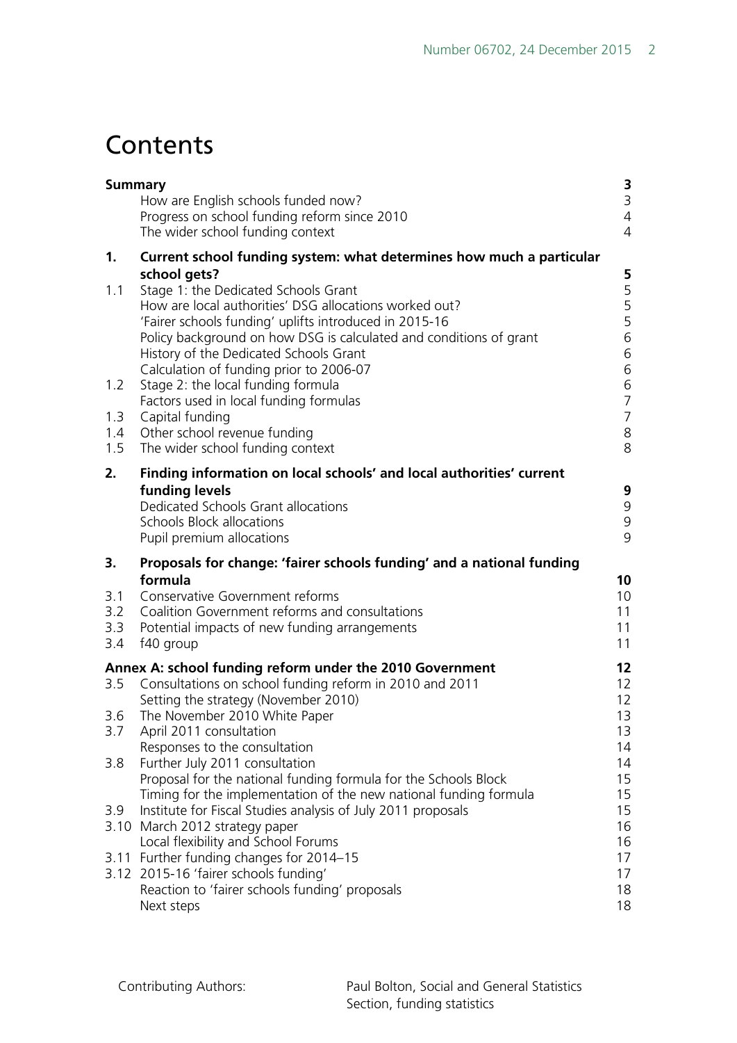# Contents

| | | |
|---|---|---|
| **Summary** | | **3** |
| | How are English schools funded now? | 3 |
| | Progress on school funding reform since 2010 | 4 |
| | The wider school funding context | 4 |
| **1.** | **Current school funding system: what determines how much a particular school gets?** | **5** |
| 1.1 | Stage 1: the Dedicated Schools Grant | 5 |
| | How are local authorities' DSG allocations worked out? | 5 |
| | 'Fairer schools funding' uplifts introduced in 2015-16 | 5 |
| | Policy background on how DSG is calculated and conditions of grant | 6 |
| | History of the Dedicated Schools Grant | 6 |
| | Calculation of funding prior to 2006-07 | 6 |
| 1.2 | Stage 2: the local funding formula | 6 |
| | Factors used in local funding formulas | 7 |
| 1.3 | Capital funding | 7 |
| 1.4 | Other school revenue funding | 8 |
| 1.5 | The wider school funding context | 8 |
| **2.** | **Finding information on local schools' and local authorities' current funding levels** | **9** |
| | Dedicated Schools Grant allocations | 9 |
| | Schools Block allocations | 9 |
| | Pupil premium allocations | 9 |
| **3.** | **Proposals for change: 'fairer schools funding' and a national funding formula** | **10** |
| 3.1 | Conservative Government reforms | 10 |
| 3.2 | Coalition Government reforms and consultations | 11 |
| 3.3 | Potential impacts of new funding arrangements | 11 |
| 3.4 | f40 group | 11 |
| **Annex A: school funding reform under the 2010 Government** | | **12** |
| 3.5 | Consultations on school funding reform in 2010 and 2011 | 12 |
| | Setting the strategy (November 2010) | 12 |
| 3.6 | The November 2010 White Paper | 13 |
| 3.7 | April 2011 consultation | 13 |
| | Responses to the consultation | 14 |
| 3.8 | Further July 2011 consultation | 14 |
| | Proposal for the national funding formula for the Schools Block | 15 |
| | Timing for the implementation of the new national funding formula | 15 |
| 3.9 | Institute for Fiscal Studies analysis of July 2011 proposals | 15 |
| 3.10 | March 2012 strategy paper | 16 |
| | Local flexibility and School Forums | 16 |
| 3.11 | Further funding changes for 2014–15 | 17 |
| 3.12 | 2015-16 'fairer schools funding' | 17 |
| | Reaction to 'fairer schools funding' proposals | 18 |
| | Next steps | 18 |

Contributing Authors: Paul Bolton, Social and General Statistics Section, funding statistics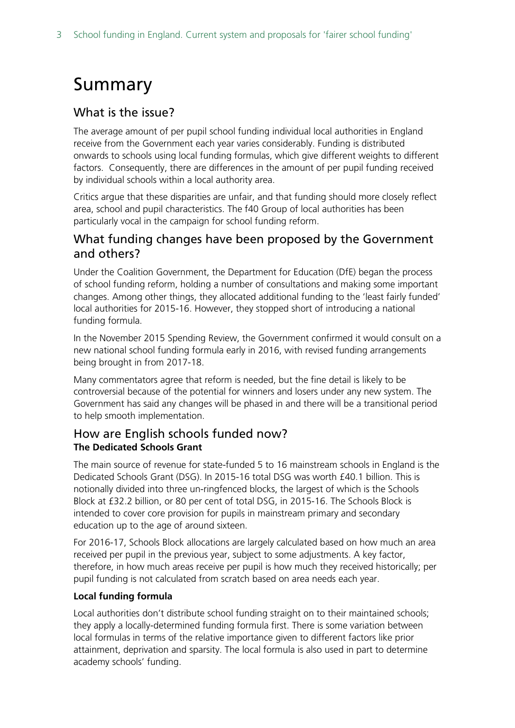# Summary

## What is the issue?

The average amount of per pupil school funding individual local authorities in England receive from the Government each year varies considerably. Funding is distributed onwards to schools using local funding formulas, which give different weights to different factors. Consequently, there are differences in the amount of per pupil funding received by individual schools within a local authority area.

Critics argue that these disparities are unfair, and that funding should more closely reflect area, school and pupil characteristics. The f40 Group of local authorities has been particularly vocal in the campaign for school funding reform.

## What funding changes have been proposed by the Government and others?

Under the Coalition Government, the Department for Education (DfE) began the process of school funding reform, holding a number of consultations and making some important changes. Among other things, they allocated additional funding to the 'least fairly funded' local authorities for 2015-16. However, they stopped short of introducing a national funding formula.

In the November 2015 Spending Review, the Government confirmed it would consult on a new national school funding formula early in 2016, with revised funding arrangements being brought in from 2017-18.

Many commentators agree that reform is needed, but the fine detail is likely to be controversial because of the potential for winners and losers under any new system. The Government has said any changes will be phased in and there will be a transitional period to help smooth implementation.

## How are English schools funded now?

### The Dedicated Schools Grant

The main source of revenue for state-funded 5 to 16 mainstream schools in England is the Dedicated Schools Grant (DSG). In 2015-16 total DSG was worth £40.1 billion. This is notionally divided into three un-ringfenced blocks, the largest of which is the Schools Block at £32.2 billion, or 80 per cent of total DSG, in 2015-16. The Schools Block is intended to cover core provision for pupils in mainstream primary and secondary education up to the age of around sixteen.

For 2016-17, Schools Block allocations are largely calculated based on how much an area received per pupil in the previous year, subject to some adjustments. A key factor, therefore, in how much areas receive per pupil is how much they received historically; per pupil funding is not calculated from scratch based on area needs each year.

### Local funding formula

Local authorities don't distribute school funding straight on to their maintained schools; they apply a locally-determined funding formula first. There is some variation between local formulas in terms of the relative importance given to different factors like prior attainment, deprivation and sparsity. The local formula is also used in part to determine academy schools' funding.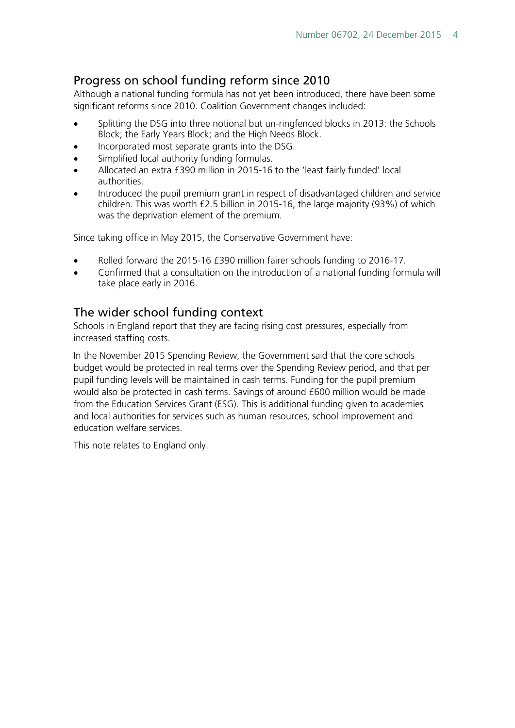## Progress on school funding reform since 2010

Although a national funding formula has not yet been introduced, there have been some significant reforms since 2010. Coalition Government changes included:

- Splitting the DSG into three notional but un-ringfenced blocks in 2013: the Schools Block; the Early Years Block; and the High Needs Block.
- Incorporated most separate grants into the DSG.
- Simplified local authority funding formulas.
- Allocated an extra £390 million in 2015-16 to the 'least fairly funded' local authorities.
- Introduced the pupil premium grant in respect of disadvantaged children and service children. This was worth £2.5 billion in 2015-16, the large majority (93%) of which was the deprivation element of the premium.

Since taking office in May 2015, the Conservative Government have:

- Rolled forward the 2015-16 £390 million fairer schools funding to 2016-17.
- Confirmed that a consultation on the introduction of a national funding formula will take place early in 2016.

## The wider school funding context

Schools in England report that they are facing rising cost pressures, especially from increased staffing costs.

In the November 2015 Spending Review, the Government said that the core schools budget would be protected in real terms over the Spending Review period, and that per pupil funding levels will be maintained in cash terms. Funding for the pupil premium would also be protected in cash terms. Savings of around £600 million would be made from the Education Services Grant (ESG). This is additional funding given to academies and local authorities for services such as human resources, school improvement and education welfare services.

This note relates to England only.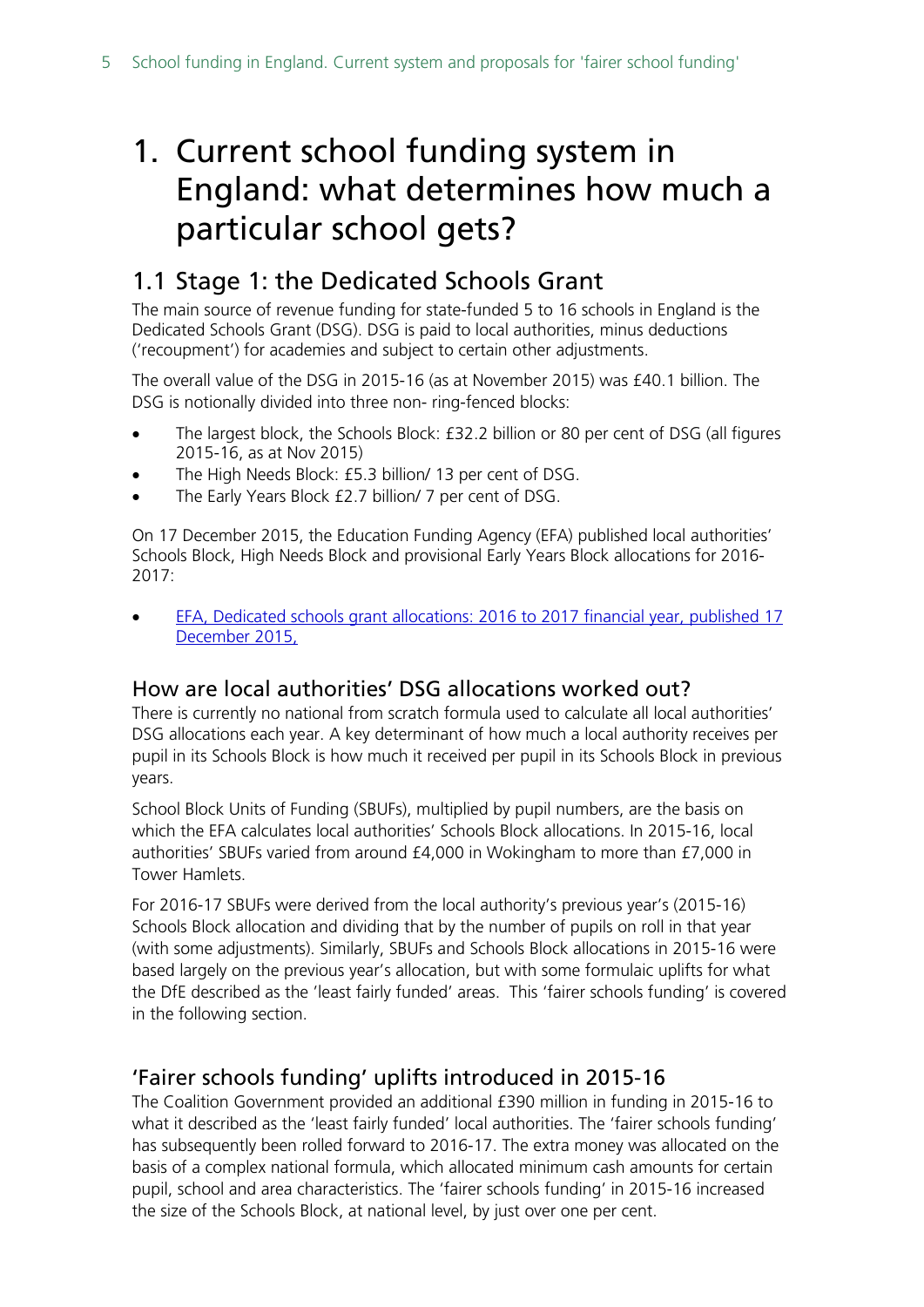# 1. Current school funding system in England: what determines how much a particular school gets?

## 1.1 Stage 1: the Dedicated Schools Grant

The main source of revenue funding for state-funded 5 to 16 schools in England is the Dedicated Schools Grant (DSG). DSG is paid to local authorities, minus deductions ('recoupment') for academies and subject to certain other adjustments.

The overall value of the DSG in 2015-16 (as at November 2015) was £40.1 billion. The DSG is notionally divided into three non- ring-fenced blocks:

- The largest block, the Schools Block: £32.2 billion or 80 per cent of DSG (all figures 2015-16, as at Nov 2015)
- The High Needs Block: £5.3 billion/ 13 per cent of DSG.
- The Early Years Block £2.7 billion/ 7 per cent of DSG.

On 17 December 2015, the Education Funding Agency (EFA) published local authorities' Schools Block, High Needs Block and provisional Early Years Block allocations for 2016-2017:

- EFA, Dedicated schools grant allocations: 2016 to 2017 financial year, published 17 December 2015,

### How are local authorities' DSG allocations worked out?

There is currently no national from scratch formula used to calculate all local authorities' DSG allocations each year. A key determinant of how much a local authority receives per pupil in its Schools Block is how much it received per pupil in its Schools Block in previous years.

School Block Units of Funding (SBUFs), multiplied by pupil numbers, are the basis on which the EFA calculates local authorities' Schools Block allocations. In 2015-16, local authorities' SBUFs varied from around £4,000 in Wokingham to more than £7,000 in Tower Hamlets.

For 2016-17 SBUFs were derived from the local authority's previous year's (2015-16) Schools Block allocation and dividing that by the number of pupils on roll in that year (with some adjustments). Similarly, SBUFs and Schools Block allocations in 2015-16 were based largely on the previous year's allocation, but with some formulaic uplifts for what the DfE described as the 'least fairly funded' areas. This 'fairer schools funding' is covered in the following section.

### 'Fairer schools funding' uplifts introduced in 2015-16

The Coalition Government provided an additional £390 million in funding in 2015-16 to what it described as the 'least fairly funded' local authorities. The 'fairer schools funding' has subsequently been rolled forward to 2016-17. The extra money was allocated on the basis of a complex national formula, which allocated minimum cash amounts for certain pupil, school and area characteristics. The 'fairer schools funding' in 2015-16 increased the size of the Schools Block, at national level, by just over one per cent.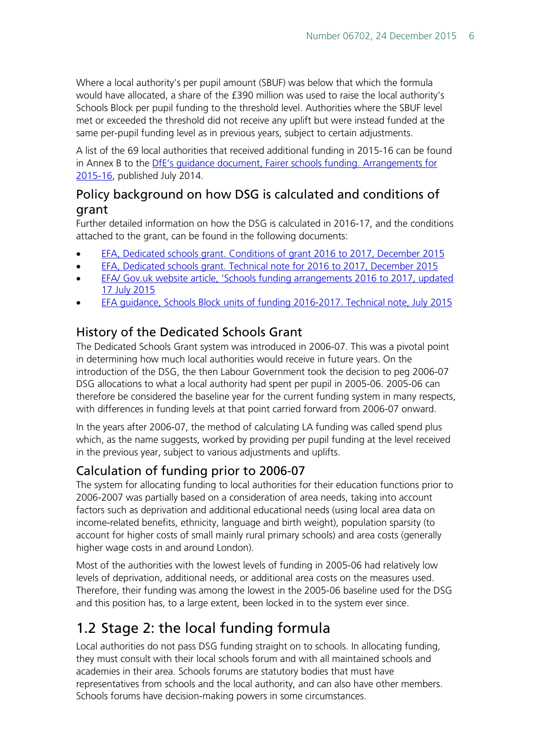Where a local authority's per pupil amount (SBUF) was below that which the formula would have allocated, a share of the £390 million was used to raise the local authority's Schools Block per pupil funding to the threshold level. Authorities where the SBUF level met or exceeded the threshold did not receive any uplift but were instead funded at the same per-pupil funding level as in previous years, subject to certain adjustments.

A list of the 69 local authorities that received additional funding in 2015-16 can be found in Annex B to the DfE's guidance document, Fairer schools funding. Arrangements for 2015-16, published July 2014.

### Policy background on how DSG is calculated and conditions of grant

Further detailed information on how the DSG is calculated in 2016-17, and the conditions attached to the grant, can be found in the following documents:

- EFA, Dedicated schools grant. Conditions of grant 2016 to 2017, December 2015
- EFA, Dedicated schools grant. Technical note for 2016 to 2017, December 2015
- EFA/ Gov.uk website article, 'Schools funding arrangements 2016 to 2017, updated 17 July 2015
- EFA guidance, Schools Block units of funding 2016-2017. Technical note, July 2015

### History of the Dedicated Schools Grant

The Dedicated Schools Grant system was introduced in 2006-07. This was a pivotal point in determining how much local authorities would receive in future years. On the introduction of the DSG, the then Labour Government took the decision to peg 2006-07 DSG allocations to what a local authority had spent per pupil in 2005-06. 2005-06 can therefore be considered the baseline year for the current funding system in many respects, with differences in funding levels at that point carried forward from 2006-07 onward.

In the years after 2006-07, the method of calculating LA funding was called spend plus which, as the name suggests, worked by providing per pupil funding at the level received in the previous year, subject to various adjustments and uplifts.

### Calculation of funding prior to 2006-07

The system for allocating funding to local authorities for their education functions prior to 2006-2007 was partially based on a consideration of area needs, taking into account factors such as deprivation and additional educational needs (using local area data on income-related benefits, ethnicity, language and birth weight), population sparsity (to account for higher costs of small mainly rural primary schools) and area costs (generally higher wage costs in and around London).

Most of the authorities with the lowest levels of funding in 2005-06 had relatively low levels of deprivation, additional needs, or additional area costs on the measures used. Therefore, their funding was among the lowest in the 2005-06 baseline used for the DSG and this position has, to a large extent, been locked in to the system ever since.

## 1.2 Stage 2: the local funding formula

Local authorities do not pass DSG funding straight on to schools. In allocating funding, they must consult with their local schools forum and with all maintained schools and academies in their area. Schools forums are statutory bodies that must have representatives from schools and the local authority, and can also have other members. Schools forums have decision-making powers in some circumstances.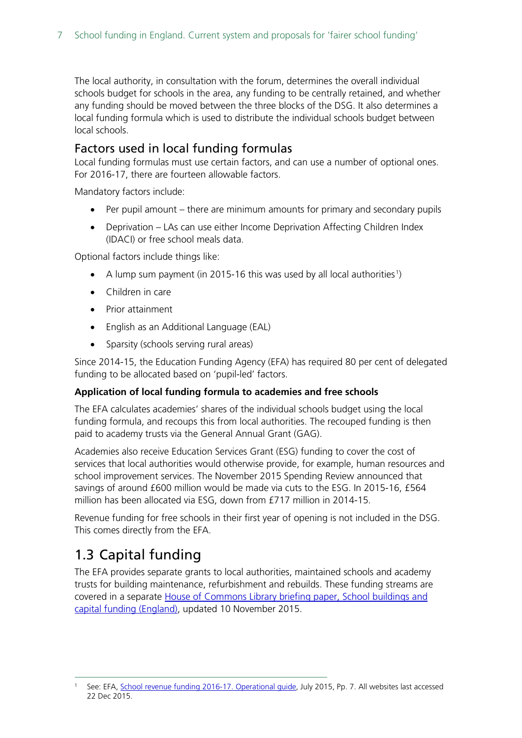The local authority, in consultation with the forum, determines the overall individual schools budget for schools in the area, any funding to be centrally retained, and whether any funding should be moved between the three blocks of the DSG. It also determines a local funding formula which is used to distribute the individual schools budget between local schools.

## Factors used in local funding formulas

Local funding formulas must use certain factors, and can use a number of optional ones. For 2016-17, there are fourteen allowable factors.

Mandatory factors include:

- Per pupil amount – there are minimum amounts for primary and secondary pupils
- Deprivation – LAs can use either Income Deprivation Affecting Children Index (IDACI) or free school meals data.

Optional factors include things like:

- A lump sum payment (in 2015-16 this was used by all local authorities[1])
- Children in care
- Prior attainment
- English as an Additional Language (EAL)
- Sparsity (schools serving rural areas)

Since 2014-15, the Education Funding Agency (EFA) has required 80 per cent of delegated funding to be allocated based on 'pupil-led' factors.

**Application of local funding formula to academies and free schools**

The EFA calculates academies' shares of the individual schools budget using the local funding formula, and recoups this from local authorities. The recouped funding is then paid to academy trusts via the General Annual Grant (GAG).

Academies also receive Education Services Grant (ESG) funding to cover the cost of services that local authorities would otherwise provide, for example, human resources and school improvement services. The November 2015 Spending Review announced that savings of around £600 million would be made via cuts to the ESG. In 2015-16, £564 million has been allocated via ESG, down from £717 million in 2014-15.

Revenue funding for free schools in their first year of opening is not included in the DSG. This comes directly from the EFA.

# 1.3 Capital funding

The EFA provides separate grants to local authorities, maintained schools and academy trusts for building maintenance, refurbishment and rebuilds. These funding streams are covered in a separate House of Commons Library briefing paper, School buildings and capital funding (England), updated 10 November 2015.

---

[1] See: EFA, School revenue funding 2016-17. Operational guide, July 2015, Pp. 7. All websites last accessed 22 Dec 2015.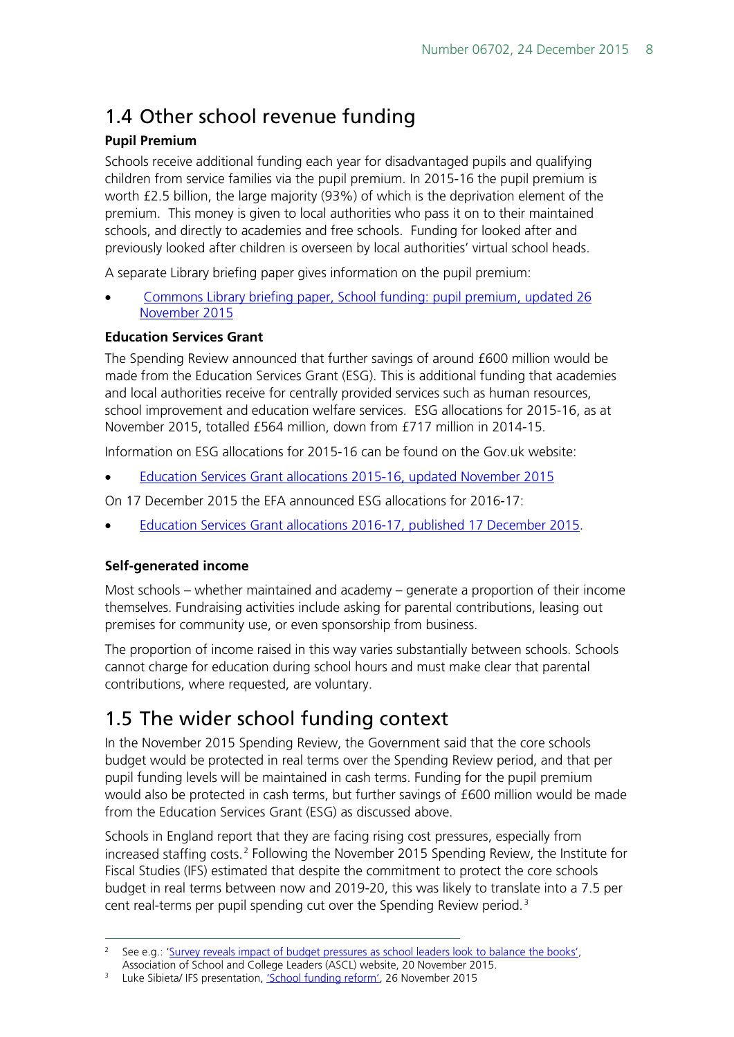## 1.4 Other school revenue funding

**Pupil Premium**

Schools receive additional funding each year for disadvantaged pupils and qualifying children from service families via the pupil premium. In 2015-16 the pupil premium is worth £2.5 billion, the large majority (93%) of which is the deprivation element of the premium. This money is given to local authorities who pass it on to their maintained schools, and directly to academies and free schools. Funding for looked after and previously looked after children is overseen by local authorities' virtual school heads.

A separate Library briefing paper gives information on the pupil premium:

- Commons Library briefing paper, School funding: pupil premium, updated 26 November 2015

**Education Services Grant**

The Spending Review announced that further savings of around £600 million would be made from the Education Services Grant (ESG). This is additional funding that academies and local authorities receive for centrally provided services such as human resources, school improvement and education welfare services. ESG allocations for 2015-16, as at November 2015, totalled £564 million, down from £717 million in 2014-15.

Information on ESG allocations for 2015-16 can be found on the Gov.uk website:

- Education Services Grant allocations 2015-16, updated November 2015

On 17 December 2015 the EFA announced ESG allocations for 2016-17:

- Education Services Grant allocations 2016-17, published 17 December 2015.

**Self-generated income**

Most schools – whether maintained and academy – generate a proportion of their income themselves. Fundraising activities include asking for parental contributions, leasing out premises for community use, or even sponsorship from business.

The proportion of income raised in this way varies substantially between schools. Schools cannot charge for education during school hours and must make clear that parental contributions, where requested, are voluntary.

## 1.5 The wider school funding context

In the November 2015 Spending Review, the Government said that the core schools budget would be protected in real terms over the Spending Review period, and that per pupil funding levels will be maintained in cash terms. Funding for the pupil premium would also be protected in cash terms, but further savings of £600 million would be made from the Education Services Grant (ESG) as discussed above.

Schools in England report that they are facing rising cost pressures, especially from increased staffing costs.[2] Following the November 2015 Spending Review, the Institute for Fiscal Studies (IFS) estimated that despite the commitment to protect the core schools budget in real terms between now and 2019-20, this was likely to translate into a 7.5 per cent real-terms per pupil spending cut over the Spending Review period.[3]

---

[2] See e.g.: 'Survey reveals impact of budget pressures as school leaders look to balance the books', Association of School and College Leaders (ASCL) website, 20 November 2015.

[3] Luke Sibieta/ IFS presentation, 'School funding reform', 26 November 2015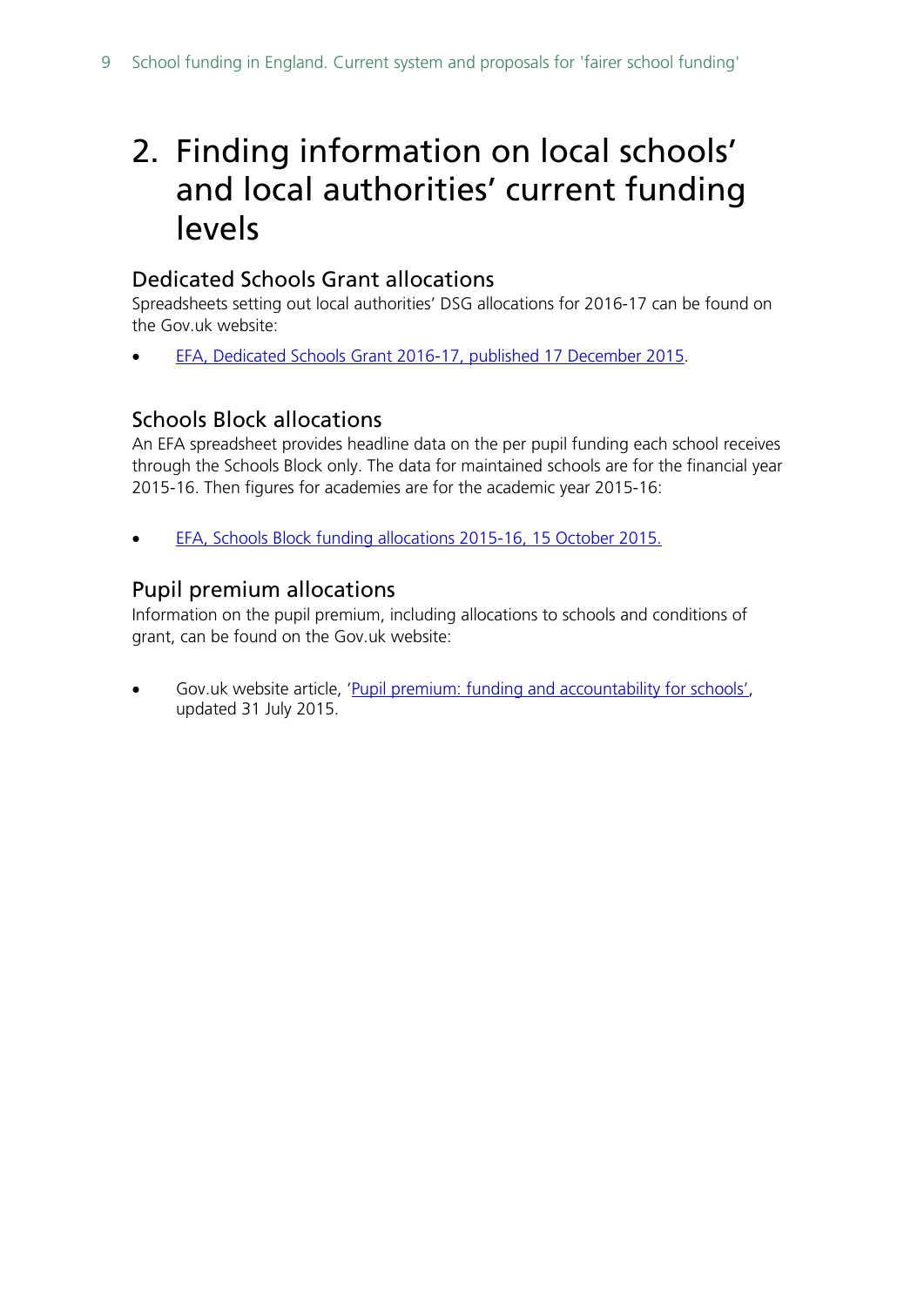# 2. Finding information on local schools' and local authorities' current funding levels

## Dedicated Schools Grant allocations

Spreadsheets setting out local authorities' DSG allocations for 2016-17 can be found on the Gov.uk website:

- EFA, Dedicated Schools Grant 2016-17, published 17 December 2015.

## Schools Block allocations

An EFA spreadsheet provides headline data on the per pupil funding each school receives through the Schools Block only. The data for maintained schools are for the financial year 2015-16. Then figures for academies are for the academic year 2015-16:

- EFA, Schools Block funding allocations 2015-16, 15 October 2015.

## Pupil premium allocations

Information on the pupil premium, including allocations to schools and conditions of grant, can be found on the Gov.uk website:

- Gov.uk website article, 'Pupil premium: funding and accountability for schools', updated 31 July 2015.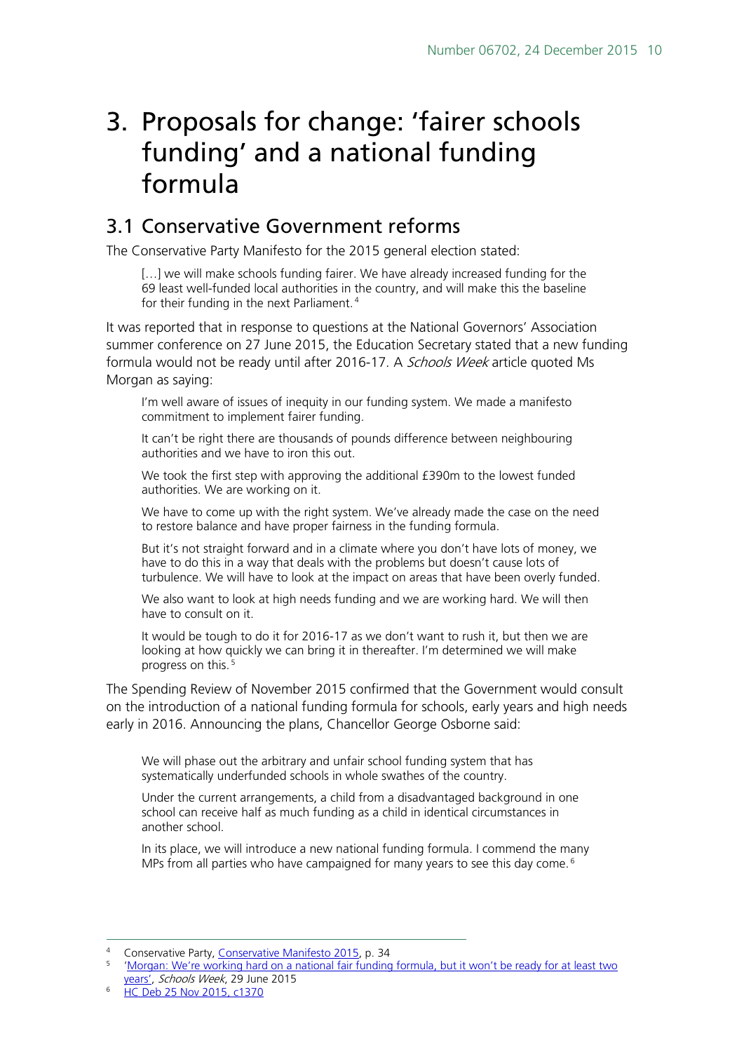# 3. Proposals for change: 'fairer schools funding' and a national funding formula

## 3.1 Conservative Government reforms

The Conservative Party Manifesto for the 2015 general election stated:

> […] we will make schools funding fairer. We have already increased funding for the 69 least well-funded local authorities in the country, and will make this the baseline for their funding in the next Parliament.[4]

It was reported that in response to questions at the National Governors' Association summer conference on 27 June 2015, the Education Secretary stated that a new funding formula would not be ready until after 2016-17. A *Schools Week* article quoted Ms Morgan as saying:

> I'm well aware of issues of inequity in our funding system. We made a manifesto commitment to implement fairer funding.
>
> It can't be right there are thousands of pounds difference between neighbouring authorities and we have to iron this out.
>
> We took the first step with approving the additional £390m to the lowest funded authorities. We are working on it.
>
> We have to come up with the right system. We've already made the case on the need to restore balance and have proper fairness in the funding formula.
>
> But it's not straight forward and in a climate where you don't have lots of money, we have to do this in a way that deals with the problems but doesn't cause lots of turbulence. We will have to look at the impact on areas that have been overly funded.
>
> We also want to look at high needs funding and we are working hard. We will then have to consult on it.
>
> It would be tough to do it for 2016-17 as we don't want to rush it, but then we are looking at how quickly we can bring it in thereafter. I'm determined we will make progress on this.[5]

The Spending Review of November 2015 confirmed that the Government would consult on the introduction of a national funding formula for schools, early years and high needs early in 2016. Announcing the plans, Chancellor George Osborne said:

> We will phase out the arbitrary and unfair school funding system that has systematically underfunded schools in whole swathes of the country.
>
> Under the current arrangements, a child from a disadvantaged background in one school can receive half as much funding as a child in identical circumstances in another school.
>
> In its place, we will introduce a new national funding formula. I commend the many MPs from all parties who have campaigned for many years to see this day come.[6]

---

[4] Conservative Party, Conservative Manifesto 2015, p. 34

[5] 'Morgan: We're working hard on a national fair funding formula, but it won't be ready for at least two years', *Schools Week*, 29 June 2015

[6] HC Deb 25 Nov 2015, c1370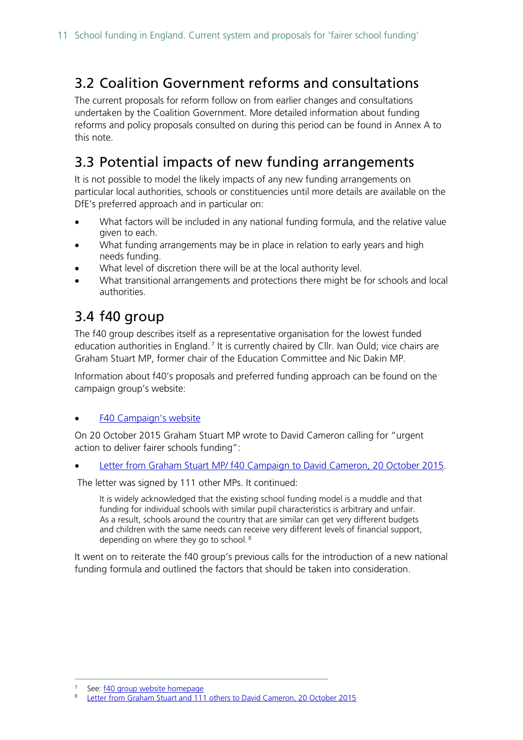## 3.2 Coalition Government reforms and consultations

The current proposals for reform follow on from earlier changes and consultations undertaken by the Coalition Government. More detailed information about funding reforms and policy proposals consulted on during this period can be found in Annex A to this note.

## 3.3 Potential impacts of new funding arrangements

It is not possible to model the likely impacts of any new funding arrangements on particular local authorities, schools or constituencies until more details are available on the DfE's preferred approach and in particular on:

- What factors will be included in any national funding formula, and the relative value given to each.
- What funding arrangements may be in place in relation to early years and high needs funding.
- What level of discretion there will be at the local authority level.
- What transitional arrangements and protections there might be for schools and local authorities.

## 3.4 f40 group

The f40 group describes itself as a representative organisation for the lowest funded education authorities in England.[7] It is currently chaired by Cllr. Ivan Ould; vice chairs are Graham Stuart MP, former chair of the Education Committee and Nic Dakin MP.

Information about f40's proposals and preferred funding approach can be found on the campaign group's website:

- F40 Campaign's website

On 20 October 2015 Graham Stuart MP wrote to David Cameron calling for "urgent action to deliver fairer schools funding":

- Letter from Graham Stuart MP/ f40 Campaign to David Cameron, 20 October 2015.

The letter was signed by 111 other MPs. It continued:

> It is widely acknowledged that the existing school funding model is a muddle and that funding for individual schools with similar pupil characteristics is arbitrary and unfair. As a result, schools around the country that are similar can get very different budgets and children with the same needs can receive very different levels of financial support, depending on where they go to school.[8]

It went on to reiterate the f40 group's previous calls for the introduction of a new national funding formula and outlined the factors that should be taken into consideration.

---

[7] See: f40 group website homepage

[8] Letter from Graham Stuart and 111 others to David Cameron, 20 October 2015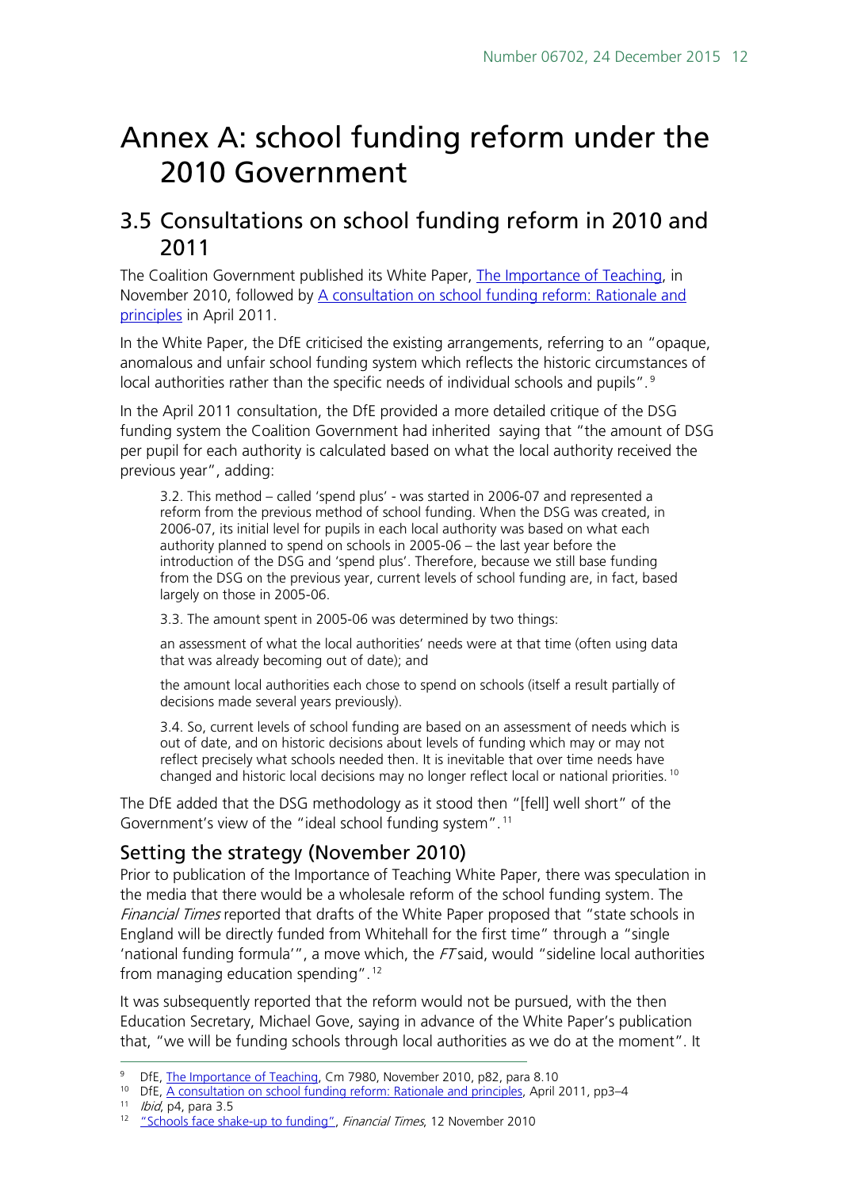# Annex A: school funding reform under the 2010 Government

## 3.5 Consultations on school funding reform in 2010 and 2011

The Coalition Government published its White Paper, [The Importance of Teaching](), in November 2010, followed by [A consultation on school funding reform: Rationale and principles]() in April 2011.

In the White Paper, the DfE criticised the existing arrangements, referring to an "opaque, anomalous and unfair school funding system which reflects the historic circumstances of local authorities rather than the specific needs of individual schools and pupils".[9]

In the April 2011 consultation, the DfE provided a more detailed critique of the DSG funding system the Coalition Government had inherited saying that "the amount of DSG per pupil for each authority is calculated based on what the local authority received the previous year", adding:

> 3.2. This method – called 'spend plus' - was started in 2006-07 and represented a reform from the previous method of school funding. When the DSG was created, in 2006-07, its initial level for pupils in each local authority was based on what each authority planned to spend on schools in 2005-06 – the last year before the introduction of the DSG and 'spend plus'. Therefore, because we still base funding from the DSG on the previous year, current levels of school funding are, in fact, based largely on those in 2005-06.
>
> 3.3. The amount spent in 2005-06 was determined by two things:
>
> an assessment of what the local authorities' needs were at that time (often using data that was already becoming out of date); and
>
> the amount local authorities each chose to spend on schools (itself a result partially of decisions made several years previously).
>
> 3.4. So, current levels of school funding are based on an assessment of needs which is out of date, and on historic decisions about levels of funding which may or may not reflect precisely what schools needed then. It is inevitable that over time needs have changed and historic local decisions may no longer reflect local or national priorities.[10]

The DfE added that the DSG methodology as it stood then "[fell] well short" of the Government's view of the "ideal school funding system".[11]

### Setting the strategy (November 2010)

Prior to publication of the Importance of Teaching White Paper, there was speculation in the media that there would be a wholesale reform of the school funding system. The *Financial Times* reported that drafts of the White Paper proposed that "state schools in England will be directly funded from Whitehall for the first time" through a "single 'national funding formula'", a move which, the *FT* said, would "sideline local authorities from managing education spending".[12]

It was subsequently reported that the reform would not be pursued, with the then Education Secretary, Michael Gove, saying in advance of the White Paper's publication that, "we will be funding schools through local authorities as we do at the moment". It

---

[9] DfE, [The Importance of Teaching](), Cm 7980, November 2010, p82, para 8.10

[10] DfE, [A consultation on school funding reform: Rationale and principles](), April 2011, pp3–4

[11] *Ibid*, p4, para 3.5

[12] ["Schools face shake-up to funding"](), *Financial Times*, 12 November 2010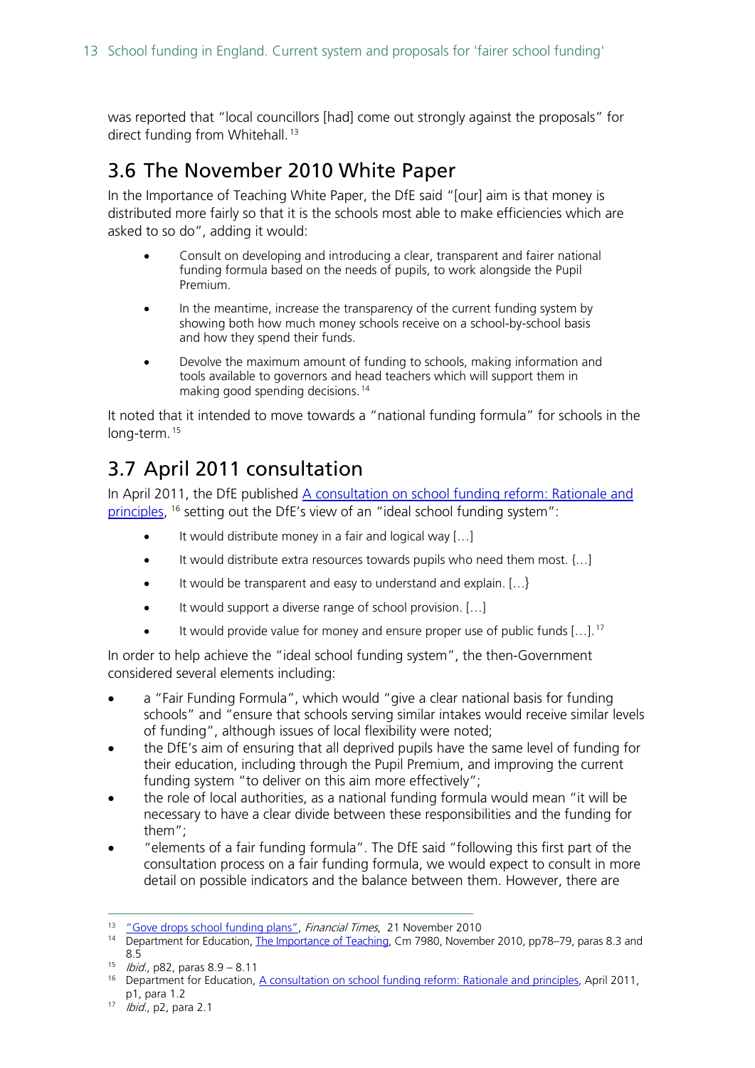was reported that "local councillors [had] come out strongly against the proposals" for direct funding from Whitehall.[13]

## 3.6 The November 2010 White Paper

In the Importance of Teaching White Paper, the DfE said "[our] aim is that money is distributed more fairly so that it is the schools most able to make efficiencies which are asked to so do", adding it would:

- Consult on developing and introducing a clear, transparent and fairer national funding formula based on the needs of pupils, to work alongside the Pupil Premium.
- In the meantime, increase the transparency of the current funding system by showing both how much money schools receive on a school-by-school basis and how they spend their funds.
- Devolve the maximum amount of funding to schools, making information and tools available to governors and head teachers which will support them in making good spending decisions.[14]

It noted that it intended to move towards a "national funding formula" for schools in the long-term.[15]

## 3.7 April 2011 consultation

In April 2011, the DfE published A consultation on school funding reform: Rationale and principles,[16] setting out the DfE's view of an "ideal school funding system":

- It would distribute money in a fair and logical way […]
- It would distribute extra resources towards pupils who need them most. {…]
- It would be transparent and easy to understand and explain. […}
- It would support a diverse range of school provision. […]
- It would provide value for money and ensure proper use of public funds […].[17]

In order to help achieve the "ideal school funding system", the then-Government considered several elements including:

- a "Fair Funding Formula", which would "give a clear national basis for funding schools" and "ensure that schools serving similar intakes would receive similar levels of funding", although issues of local flexibility were noted;
- the DfE's aim of ensuring that all deprived pupils have the same level of funding for their education, including through the Pupil Premium, and improving the current funding system "to deliver on this aim more effectively";
- the role of local authorities, as a national funding formula would mean "it will be necessary to have a clear divide between these responsibilities and the funding for them";
- "elements of a fair funding formula". The DfE said "following this first part of the consultation process on a fair funding formula, we would expect to consult in more detail on possible indicators and the balance between them. However, there are

---

[13] "Gove drops school funding plans", *Financial Times*, 21 November 2010

[14] Department for Education, The Importance of Teaching, Cm 7980, November 2010, pp78–79, paras 8.3 and 8.5

[15] *Ibid.*, p82, paras 8.9 – 8.11

[16] Department for Education, A consultation on school funding reform: Rationale and principles, April 2011, p1, para 1.2

[17] *Ibid.*, p2, para 2.1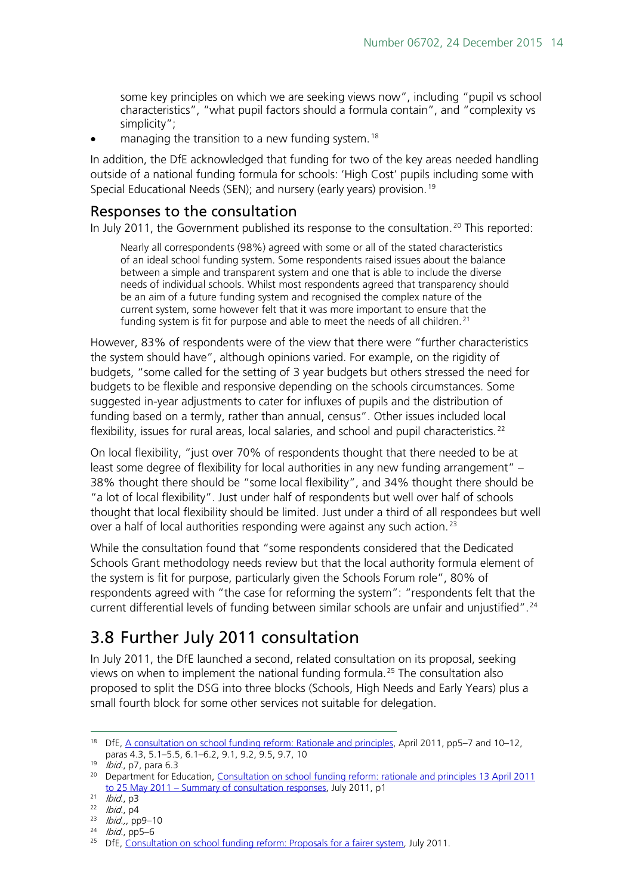some key principles on which we are seeking views now", including "pupil vs school characteristics", "what pupil factors should a formula contain", and "complexity vs simplicity";

- managing the transition to a new funding system.[18]

In addition, the DfE acknowledged that funding for two of the key areas needed handling outside of a national funding formula for schools: 'High Cost' pupils including some with Special Educational Needs (SEN); and nursery (early years) provision.[19]

### Responses to the consultation

In July 2011, the Government published its response to the consultation.[20] This reported:

> Nearly all correspondents (98%) agreed with some or all of the stated characteristics of an ideal school funding system. Some respondents raised issues about the balance between a simple and transparent system and one that is able to include the diverse needs of individual schools. Whilst most respondents agreed that transparency should be an aim of a future funding system and recognised the complex nature of the current system, some however felt that it was more important to ensure that the funding system is fit for purpose and able to meet the needs of all children.[21]

However, 83% of respondents were of the view that there were "further characteristics the system should have", although opinions varied. For example, on the rigidity of budgets, "some called for the setting of 3 year budgets but others stressed the need for budgets to be flexible and responsive depending on the schools circumstances. Some suggested in-year adjustments to cater for influxes of pupils and the distribution of funding based on a termly, rather than annual, census". Other issues included local flexibility, issues for rural areas, local salaries, and school and pupil characteristics.[22]

On local flexibility, "just over 70% of respondents thought that there needed to be at least some degree of flexibility for local authorities in any new funding arrangement" – 38% thought there should be "some local flexibility", and 34% thought there should be "a lot of local flexibility". Just under half of respondents but well over half of schools thought that local flexibility should be limited. Just under a third of all respondees but well over a half of local authorities responding were against any such action.[23]

While the consultation found that "some respondents considered that the Dedicated Schools Grant methodology needs review but that the local authority formula element of the system is fit for purpose, particularly given the Schools Forum role", 80% of respondents agreed with "the case for reforming the system": "respondents felt that the current differential levels of funding between similar schools are unfair and unjustified".[24]

## 3.8 Further July 2011 consultation

In July 2011, the DfE launched a second, related consultation on its proposal, seeking views on when to implement the national funding formula.[25] The consultation also proposed to split the DSG into three blocks (Schools, High Needs and Early Years) plus a small fourth block for some other services not suitable for delegation.

---

[18] DfE, A consultation on school funding reform: Rationale and principles, April 2011, pp5–7 and 10–12, paras 4.3, 5.1–5.5, 6.1–6.2, 9.1, 9.2, 9.5, 9.7, 10

[19] *Ibid.*, p7, para 6.3

[20] Department for Education, Consultation on school funding reform: rationale and principles 13 April 2011 to 25 May 2011 – Summary of consultation responses, July 2011, p1

[21] *Ibid.*, p3

[22] *Ibid.*, p4

[23] *Ibid.*,, pp9–10

[24] *Ibid.*, pp5–6

[25] DfE, Consultation on school funding reform: Proposals for a fairer system, July 2011.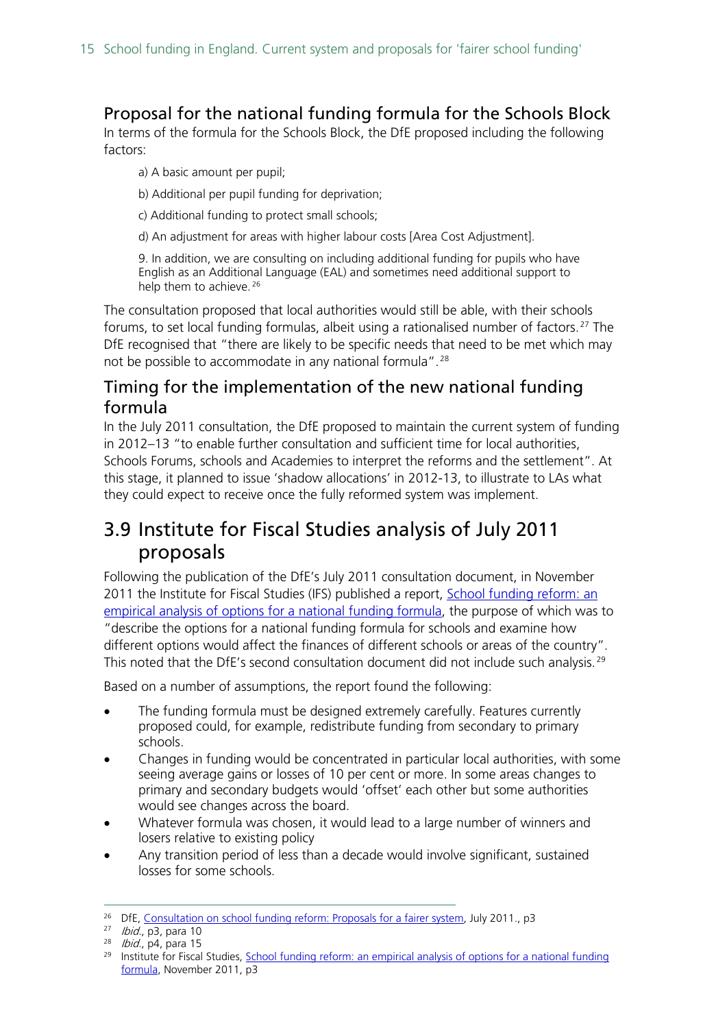### Proposal for the national funding formula for the Schools Block

In terms of the formula for the Schools Block, the DfE proposed including the following factors:

> a) A basic amount per pupil;
>
> b) Additional per pupil funding for deprivation;
>
> c) Additional funding to protect small schools;
>
> d) An adjustment for areas with higher labour costs [Area Cost Adjustment].
>
> 9. In addition, we are consulting on including additional funding for pupils who have English as an Additional Language (EAL) and sometimes need additional support to help them to achieve.[26]

The consultation proposed that local authorities would still be able, with their schools forums, to set local funding formulas, albeit using a rationalised number of factors.[27] The DfE recognised that "there are likely to be specific needs that need to be met which may not be possible to accommodate in any national formula".[28]

### Timing for the implementation of the new national funding formula

In the July 2011 consultation, the DfE proposed to maintain the current system of funding in 2012–13 "to enable further consultation and sufficient time for local authorities, Schools Forums, schools and Academies to interpret the reforms and the settlement". At this stage, it planned to issue 'shadow allocations' in 2012-13, to illustrate to LAs what they could expect to receive once the fully reformed system was implement.

## 3.9 Institute for Fiscal Studies analysis of July 2011 proposals

Following the publication of the DfE's July 2011 consultation document, in November 2011 the Institute for Fiscal Studies (IFS) published a report, School funding reform: an empirical analysis of options for a national funding formula, the purpose of which was to "describe the options for a national funding formula for schools and examine how different options would affect the finances of different schools or areas of the country". This noted that the DfE's second consultation document did not include such analysis.[29]

Based on a number of assumptions, the report found the following:

- The funding formula must be designed extremely carefully. Features currently proposed could, for example, redistribute funding from secondary to primary schools.
- Changes in funding would be concentrated in particular local authorities, with some seeing average gains or losses of 10 per cent or more. In some areas changes to primary and secondary budgets would 'offset' each other but some authorities would see changes across the board.
- Whatever formula was chosen, it would lead to a large number of winners and losers relative to existing policy
- Any transition period of less than a decade would involve significant, sustained losses for some schools.

---

[26] DfE, Consultation on school funding reform: Proposals for a fairer system, July 2011., p3

[27] *Ibid.*, p3, para 10

[28] *Ibid.*, p4, para 15

[29] Institute for Fiscal Studies, School funding reform: an empirical analysis of options for a national funding formula, November 2011, p3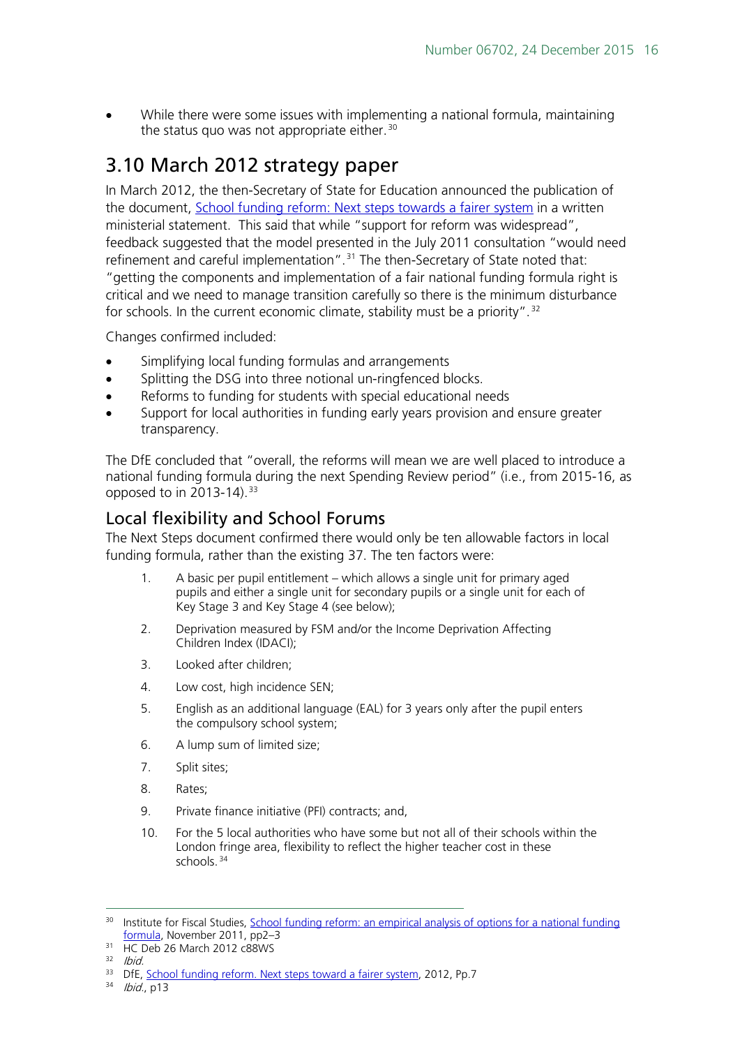- While there were some issues with implementing a national formula, maintaining the status quo was not appropriate either.[30]

## 3.10 March 2012 strategy paper

In March 2012, the then-Secretary of State for Education announced the publication of the document, School funding reform: Next steps towards a fairer system in a written ministerial statement. This said that while "support for reform was widespread", feedback suggested that the model presented in the July 2011 consultation "would need refinement and careful implementation".[31] The then-Secretary of State noted that: "getting the components and implementation of a fair national funding formula right is critical and we need to manage transition carefully so there is the minimum disturbance for schools. In the current economic climate, stability must be a priority".[32]

Changes confirmed included:

- Simplifying local funding formulas and arrangements
- Splitting the DSG into three notional un-ringfenced blocks.
- Reforms to funding for students with special educational needs
- Support for local authorities in funding early years provision and ensure greater transparency.

The DfE concluded that "overall, the reforms will mean we are well placed to introduce a national funding formula during the next Spending Review period" (i.e., from 2015-16, as opposed to in 2013-14).[33]

### Local flexibility and School Forums

The Next Steps document confirmed there would only be ten allowable factors in local funding formula, rather than the existing 37. The ten factors were:

1. A basic per pupil entitlement – which allows a single unit for primary aged pupils and either a single unit for secondary pupils or a single unit for each of Key Stage 3 and Key Stage 4 (see below);
2. Deprivation measured by FSM and/or the Income Deprivation Affecting Children Index (IDACI);
3. Looked after children;
4. Low cost, high incidence SEN;
5. English as an additional language (EAL) for 3 years only after the pupil enters the compulsory school system;
6. A lump sum of limited size;
7. Split sites;
8. Rates;
9. Private finance initiative (PFI) contracts; and,
10. For the 5 local authorities who have some but not all of their schools within the London fringe area, flexibility to reflect the higher teacher cost in these schools.[34]

---

[30] Institute for Fiscal Studies, School funding reform: an empirical analysis of options for a national funding formula, November 2011, pp2–3

[31] HC Deb 26 March 2012 c88WS

[32] *Ibid.*

[33] DfE, School funding reform. Next steps toward a fairer system, 2012, Pp.7

[34] *Ibid.*, p13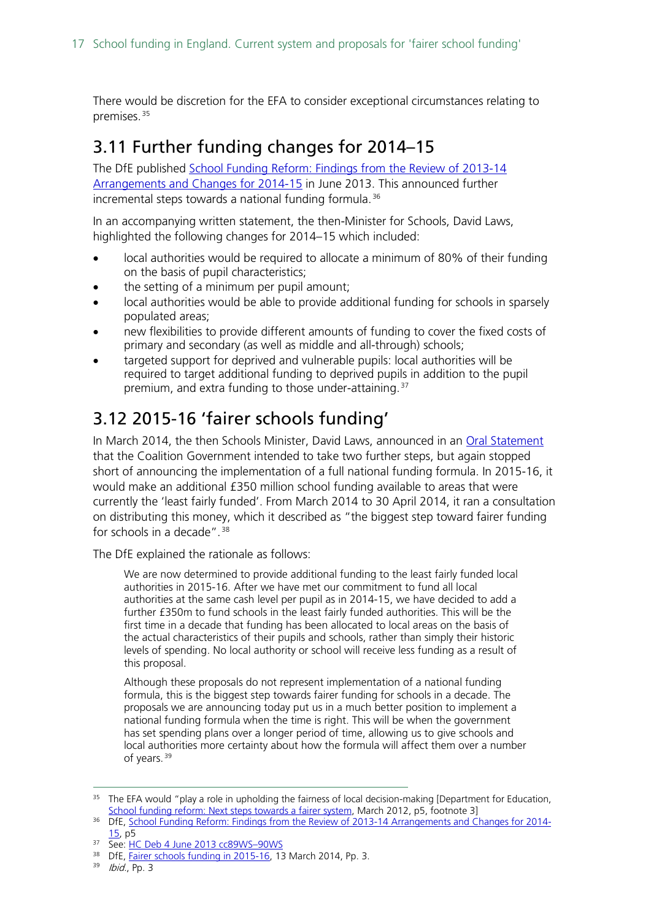There would be discretion for the EFA to consider exceptional circumstances relating to premises.[35]

## 3.11 Further funding changes for 2014–15

The DfE published School Funding Reform: Findings from the Review of 2013-14 Arrangements and Changes for 2014-15 in June 2013. This announced further incremental steps towards a national funding formula.[36]

In an accompanying written statement, the then-Minister for Schools, David Laws, highlighted the following changes for 2014–15 which included:

- local authorities would be required to allocate a minimum of 80% of their funding on the basis of pupil characteristics;
- the setting of a minimum per pupil amount;
- local authorities would be able to provide additional funding for schools in sparsely populated areas;
- new flexibilities to provide different amounts of funding to cover the fixed costs of primary and secondary (as well as middle and all-through) schools;
- targeted support for deprived and vulnerable pupils: local authorities will be required to target additional funding to deprived pupils in addition to the pupil premium, and extra funding to those under-attaining.[37]

## 3.12 2015-16 'fairer schools funding'

In March 2014, the then Schools Minister, David Laws, announced in an Oral Statement that the Coalition Government intended to take two further steps, but again stopped short of announcing the implementation of a full national funding formula. In 2015-16, it would make an additional £350 million school funding available to areas that were currently the 'least fairly funded'. From March 2014 to 30 April 2014, it ran a consultation on distributing this money, which it described as "the biggest step toward fairer funding for schools in a decade".[38]

The DfE explained the rationale as follows:

> We are now determined to provide additional funding to the least fairly funded local authorities in 2015-16. After we have met our commitment to fund all local authorities at the same cash level per pupil as in 2014-15, we have decided to add a further £350m to fund schools in the least fairly funded authorities. This will be the first time in a decade that funding has been allocated to local areas on the basis of the actual characteristics of their pupils and schools, rather than simply their historic levels of spending. No local authority or school will receive less funding as a result of this proposal.
>
> Although these proposals do not represent implementation of a national funding formula, this is the biggest step towards fairer funding for schools in a decade. The proposals we are announcing today put us in a much better position to implement a national funding formula when the time is right. This will be when the government has set spending plans over a longer period of time, allowing us to give schools and local authorities more certainty about how the formula will affect them over a number of years.[39]

---

[35] The EFA would "play a role in upholding the fairness of local decision-making [Department for Education, School funding reform: Next steps towards a fairer system, March 2012, p5, footnote 3]

[36] DfE, School Funding Reform: Findings from the Review of 2013-14 Arrangements and Changes for 2014-15, p5

[37] See: HC Deb 4 June 2013 cc89WS–90WS

[38] DfE, Fairer schools funding in 2015-16, 13 March 2014, Pp. 3.

[39] *Ibid.*, Pp. 3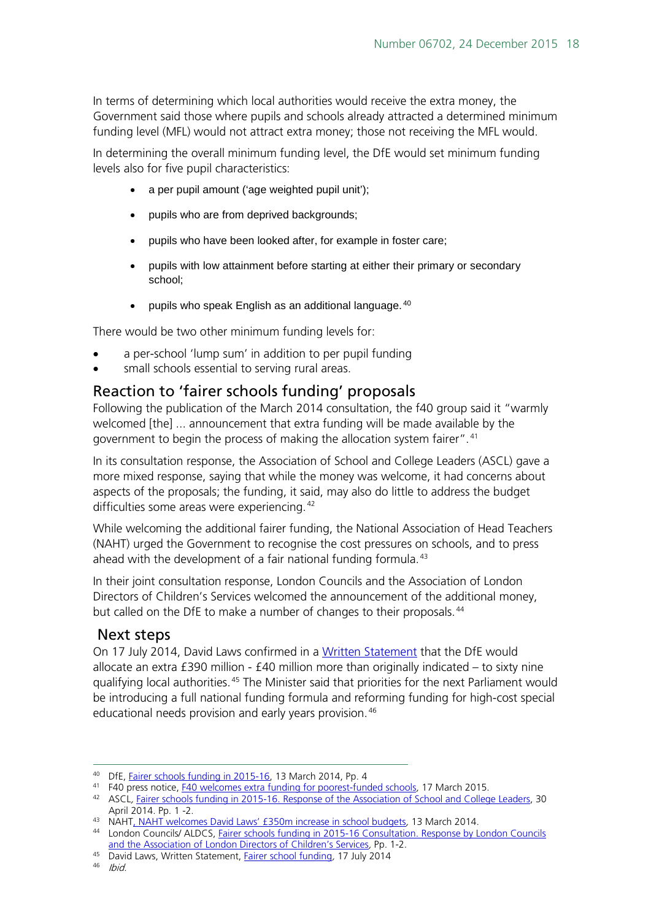In terms of determining which local authorities would receive the extra money, the Government said those where pupils and schools already attracted a determined minimum funding level (MFL) would not attract extra money; those not receiving the MFL would.

In determining the overall minimum funding level, the DfE would set minimum funding levels also for five pupil characteristics:

- a per pupil amount ('age weighted pupil unit');
- pupils who are from deprived backgrounds;
- pupils who have been looked after, for example in foster care;
- pupils with low attainment before starting at either their primary or secondary school;
- pupils who speak English as an additional language.[40]

There would be two other minimum funding levels for:

- a per-school 'lump sum' in addition to per pupil funding
- small schools essential to serving rural areas.

## Reaction to 'fairer schools funding' proposals

Following the publication of the March 2014 consultation, the f40 group said it "warmly welcomed [the] ... announcement that extra funding will be made available by the government to begin the process of making the allocation system fairer".[41]

In its consultation response, the Association of School and College Leaders (ASCL) gave a more mixed response, saying that while the money was welcome, it had concerns about aspects of the proposals; the funding, it said, may also do little to address the budget difficulties some areas were experiencing.[42]

While welcoming the additional fairer funding, the National Association of Head Teachers (NAHT) urged the Government to recognise the cost pressures on schools, and to press ahead with the development of a fair national funding formula.[43]

In their joint consultation response, London Councils and the Association of London Directors of Children's Services welcomed the announcement of the additional money, but called on the DfE to make a number of changes to their proposals.[44]

## Next steps

On 17 July 2014, David Laws confirmed in a Written Statement that the DfE would allocate an extra £390 million - £40 million more than originally indicated – to sixty nine qualifying local authorities.[45] The Minister said that priorities for the next Parliament would be introducing a full national funding formula and reforming funding for high-cost special educational needs provision and early years provision.[46]

---

[40] DfE, Fairer schools funding in 2015-16, 13 March 2014, Pp. 4

[41] F40 press notice, F40 welcomes extra funding for poorest-funded schools, 17 March 2015.

[42] ASCL, Fairer schools funding in 2015-16. Response of the Association of School and College Leaders, 30 April 2014. Pp. 1 -2.

[43] NAHT, NAHT welcomes David Laws' £350m increase in school budgets, 13 March 2014.

[44] London Councils/ ALDCS, Fairer schools funding in 2015-16 Consultation. Response by London Councils and the Association of London Directors of Children's Services, Pp. 1-2.

[45] David Laws, Written Statement, Fairer school funding, 17 July 2014

[46] *Ibid.*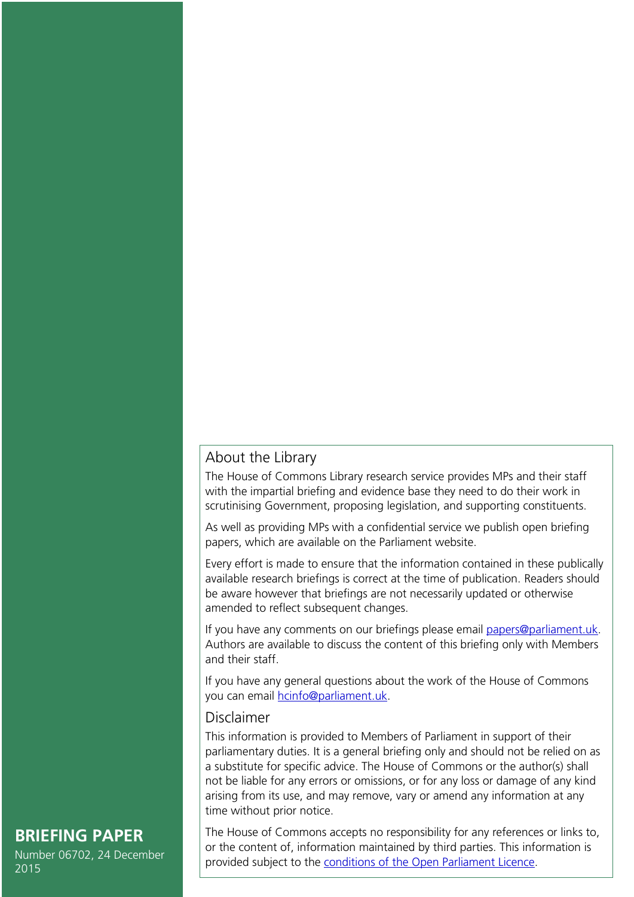## About the Library

The House of Commons Library research service provides MPs and their staff with the impartial briefing and evidence base they need to do their work in scrutinising Government, proposing legislation, and supporting constituents.

As well as providing MPs with a confidential service we publish open briefing papers, which are available on the Parliament website.

Every effort is made to ensure that the information contained in these publically available research briefings is correct at the time of publication. Readers should be aware however that briefings are not necessarily updated or otherwise amended to reflect subsequent changes.

If you have any comments on our briefings please email papers@parliament.uk. Authors are available to discuss the content of this briefing only with Members and their staff.

If you have any general questions about the work of the House of Commons you can email hcinfo@parliament.uk.

## Disclaimer

This information is provided to Members of Parliament in support of their parliamentary duties. It is a general briefing only and should not be relied on as a substitute for specific advice. The House of Commons or the author(s) shall not be liable for any errors or omissions, or for any loss or damage of any kind arising from its use, and may remove, vary or amend any information at any time without prior notice.

The House of Commons accepts no responsibility for any references or links to, or the content of, information maintained by third parties. This information is provided subject to the conditions of the Open Parliament Licence.

**BRIEFING PAPER**

Number 06702, 24 December 2015